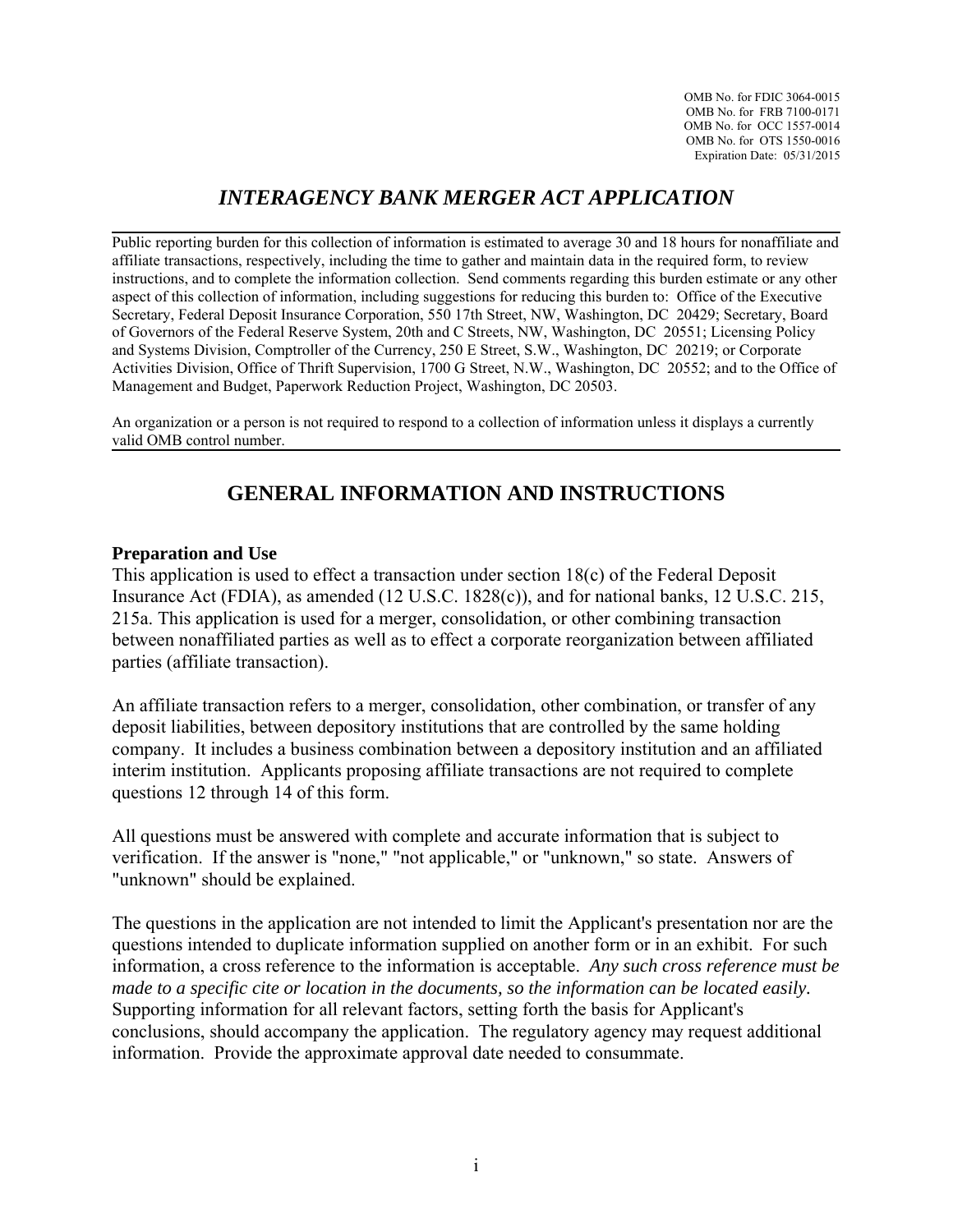OMB No. for FDIC 3064-0015
OMB No. for FRB 7100-0171
OMB No. for OCC 1557-0014
OMB No. for OTS 1550-0016
Expiration Date: 05/31/2015

# *INTERAGENCY BANK MERGER ACT APPLICATION*

---

Public reporting burden for this collection of information is estimated to average 30 and 18 hours for nonaffiliate and affiliate transactions, respectively, including the time to gather and maintain data in the required form, to review instructions, and to complete the information collection. Send comments regarding this burden estimate or any other aspect of this collection of information, including suggestions for reducing this burden to: Office of the Executive Secretary, Federal Deposit Insurance Corporation, 550 17th Street, NW, Washington, DC 20429; Secretary, Board of Governors of the Federal Reserve System, 20th and C Streets, NW, Washington, DC 20551; Licensing Policy and Systems Division, Comptroller of the Currency, 250 E Street, S.W., Washington, DC 20219; or Corporate Activities Division, Office of Thrift Supervision, 1700 G Street, N.W., Washington, DC 20552; and to the Office of Management and Budget, Paperwork Reduction Project, Washington, DC 20503.

An organization or a person is not required to respond to a collection of information unless it displays a currently valid OMB control number.

---

## GENERAL INFORMATION AND INSTRUCTIONS

**Preparation and Use**

This application is used to effect a transaction under section 18(c) of the Federal Deposit Insurance Act (FDIA), as amended (12 U.S.C. 1828(c)), and for national banks, 12 U.S.C. 215, 215a. This application is used for a merger, consolidation, or other combining transaction between nonaffiliated parties as well as to effect a corporate reorganization between affiliated parties (affiliate transaction).

An affiliate transaction refers to a merger, consolidation, other combination, or transfer of any deposit liabilities, between depository institutions that are controlled by the same holding company. It includes a business combination between a depository institution and an affiliated interim institution. Applicants proposing affiliate transactions are not required to complete questions 12 through 14 of this form.

All questions must be answered with complete and accurate information that is subject to verification. If the answer is "none," "not applicable," or "unknown," so state. Answers of "unknown" should be explained.

The questions in the application are not intended to limit the Applicant's presentation nor are the questions intended to duplicate information supplied on another form or in an exhibit. For such information, a cross reference to the information is acceptable. *Any such cross reference must be made to a specific cite or location in the documents, so the information can be located easily.* Supporting information for all relevant factors, setting forth the basis for Applicant's conclusions, should accompany the application. The regulatory agency may request additional information. Provide the approximate approval date needed to consummate.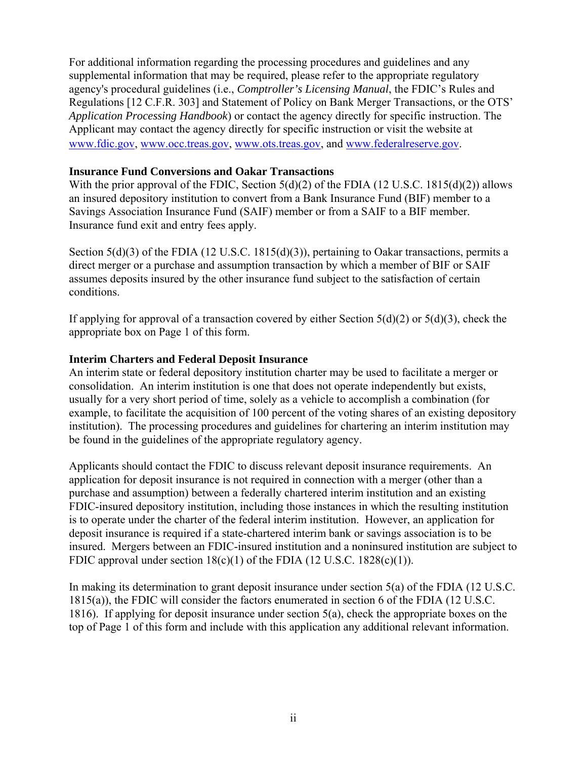For additional information regarding the processing procedures and guidelines and any supplemental information that may be required, please refer to the appropriate regulatory agency's procedural guidelines (i.e., *Comptroller's Licensing Manual*, the FDIC's Rules and Regulations [12 C.F.R. 303] and Statement of Policy on Bank Merger Transactions, or the OTS' *Application Processing Handbook*) or contact the agency directly for specific instruction. The Applicant may contact the agency directly for specific instruction or visit the website at www.fdic.gov, www.occ.treas.gov, www.ots.treas.gov, and www.federalreserve.gov.

**Insurance Fund Conversions and Oakar Transactions**

With the prior approval of the FDIC, Section 5(d)(2) of the FDIA (12 U.S.C. 1815(d)(2)) allows an insured depository institution to convert from a Bank Insurance Fund (BIF) member to a Savings Association Insurance Fund (SAIF) member or from a SAIF to a BIF member. Insurance fund exit and entry fees apply.

Section 5(d)(3) of the FDIA (12 U.S.C. 1815(d)(3)), pertaining to Oakar transactions, permits a direct merger or a purchase and assumption transaction by which a member of BIF or SAIF assumes deposits insured by the other insurance fund subject to the satisfaction of certain conditions.

If applying for approval of a transaction covered by either Section 5(d)(2) or 5(d)(3), check the appropriate box on Page 1 of this form.

**Interim Charters and Federal Deposit Insurance**

An interim state or federal depository institution charter may be used to facilitate a merger or consolidation. An interim institution is one that does not operate independently but exists, usually for a very short period of time, solely as a vehicle to accomplish a combination (for example, to facilitate the acquisition of 100 percent of the voting shares of an existing depository institution). The processing procedures and guidelines for chartering an interim institution may be found in the guidelines of the appropriate regulatory agency.

Applicants should contact the FDIC to discuss relevant deposit insurance requirements. An application for deposit insurance is not required in connection with a merger (other than a purchase and assumption) between a federally chartered interim institution and an existing FDIC-insured depository institution, including those instances in which the resulting institution is to operate under the charter of the federal interim institution. However, an application for deposit insurance is required if a state-chartered interim bank or savings association is to be insured. Mergers between an FDIC-insured institution and a noninsured institution are subject to FDIC approval under section 18(c)(1) of the FDIA (12 U.S.C. 1828(c)(1)).

In making its determination to grant deposit insurance under section 5(a) of the FDIA (12 U.S.C. 1815(a)), the FDIC will consider the factors enumerated in section 6 of the FDIA (12 U.S.C. 1816). If applying for deposit insurance under section 5(a), check the appropriate boxes on the top of Page 1 of this form and include with this application any additional relevant information.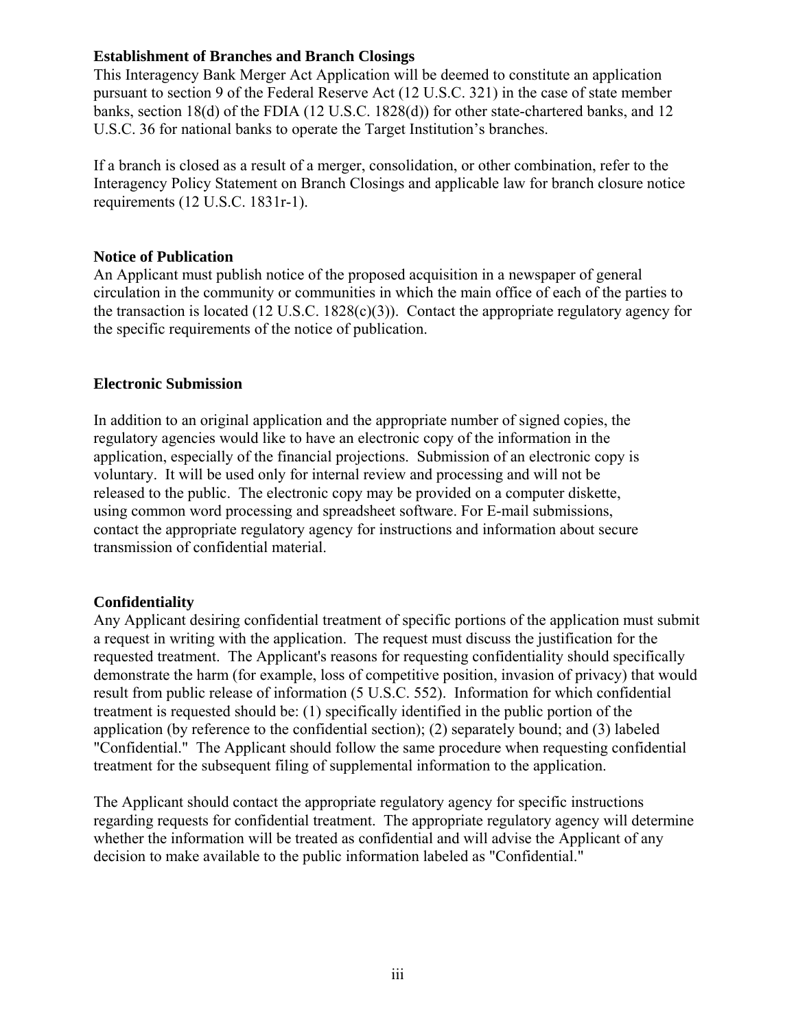**Establishment of Branches and Branch Closings**

This Interagency Bank Merger Act Application will be deemed to constitute an application pursuant to section 9 of the Federal Reserve Act (12 U.S.C. 321) in the case of state member banks, section 18(d) of the FDIA (12 U.S.C. 1828(d)) for other state-chartered banks, and 12 U.S.C. 36 for national banks to operate the Target Institution's branches.

If a branch is closed as a result of a merger, consolidation, or other combination, refer to the Interagency Policy Statement on Branch Closings and applicable law for branch closure notice requirements (12 U.S.C. 1831r-1).

**Notice of Publication**

An Applicant must publish notice of the proposed acquisition in a newspaper of general circulation in the community or communities in which the main office of each of the parties to the transaction is located (12 U.S.C. 1828(c)(3)). Contact the appropriate regulatory agency for the specific requirements of the notice of publication.

**Electronic Submission**

In addition to an original application and the appropriate number of signed copies, the regulatory agencies would like to have an electronic copy of the information in the application, especially of the financial projections. Submission of an electronic copy is voluntary. It will be used only for internal review and processing and will not be released to the public. The electronic copy may be provided on a computer diskette, using common word processing and spreadsheet software. For E-mail submissions, contact the appropriate regulatory agency for instructions and information about secure transmission of confidential material.

**Confidentiality**

Any Applicant desiring confidential treatment of specific portions of the application must submit a request in writing with the application. The request must discuss the justification for the requested treatment. The Applicant's reasons for requesting confidentiality should specifically demonstrate the harm (for example, loss of competitive position, invasion of privacy) that would result from public release of information (5 U.S.C. 552). Information for which confidential treatment is requested should be: (1) specifically identified in the public portion of the application (by reference to the confidential section); (2) separately bound; and (3) labeled "Confidential." The Applicant should follow the same procedure when requesting confidential treatment for the subsequent filing of supplemental information to the application.

The Applicant should contact the appropriate regulatory agency for specific instructions regarding requests for confidential treatment. The appropriate regulatory agency will determine whether the information will be treated as confidential and will advise the Applicant of any decision to make available to the public information labeled as "Confidential."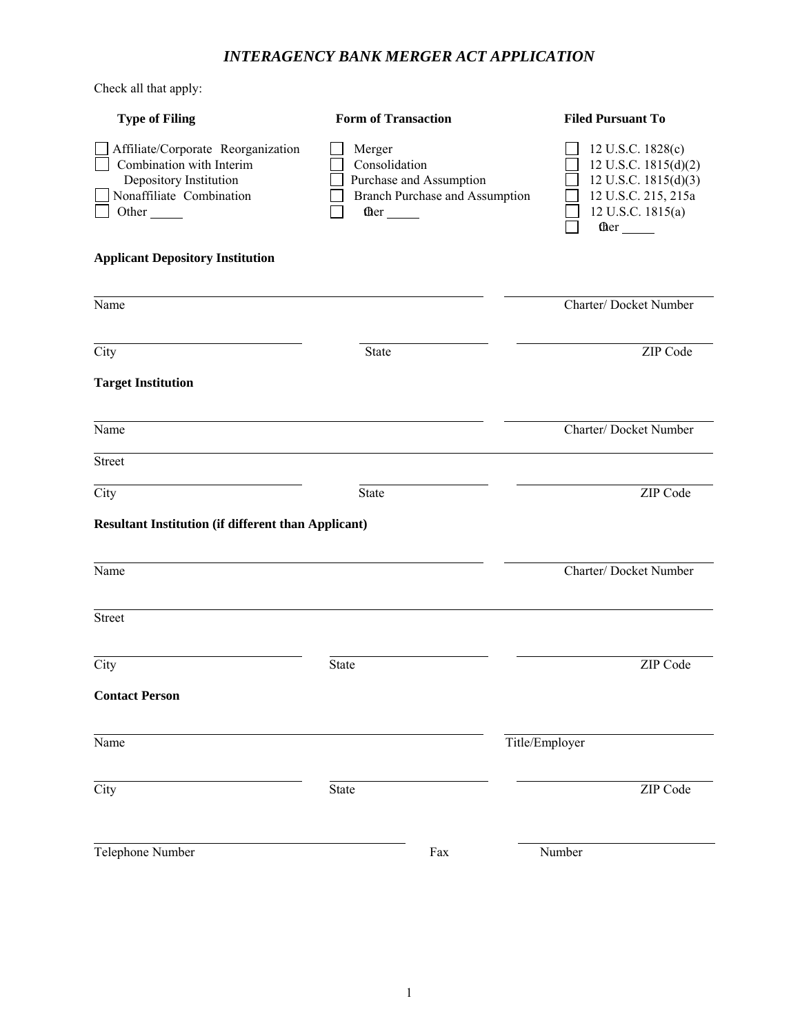# *INTERAGENCY BANK MERGER ACT APPLICATION*

Check all that apply:

| Type of Filing | Form of Transaction | Filed Pursuant To |
|---|---|---|
| ☐ Affiliate/Corporate Reorganization | ☐ Merger | ☐ 12 U.S.C. 1828(c) |
| ☐ Combination with Interim Depository Institution | ☐ Consolidation | ☐ 12 U.S.C. 1815(d)(2) |
| ☐ Nonaffiliate Combination | ☐ Purchase and Assumption | ☐ 12 U.S.C. 1815(d)(3) |
| ☐ Other _____ | ☐ Branch Purchase and Assumption | ☐ 12 U.S.C. 215, 215a |
| | ☐ Other _____ | ☐ 12 U.S.C. 1815(a) |
| | | ☐ Other _____ |

**Applicant Depository Institution**

Name ______________________ Charter/ Docket Number ______________________

City ______________________ State ______________________ ZIP Code ______________________

**Target Institution**

Name ______________________ Charter/ Docket Number ______________________

Street ______________________

City ______________________ State ______________________ ZIP Code ______________________

**Resultant Institution (if different than Applicant)**

Name ______________________ Charter/ Docket Number ______________________

Street ______________________

City ______________________ State ______________________ ZIP Code ______________________

**Contact Person**

Name ______________________ Title/Employer ______________________

City ______________________ State ______________________ ZIP Code ______________________

Telephone Number ______________________ Fax Number ______________________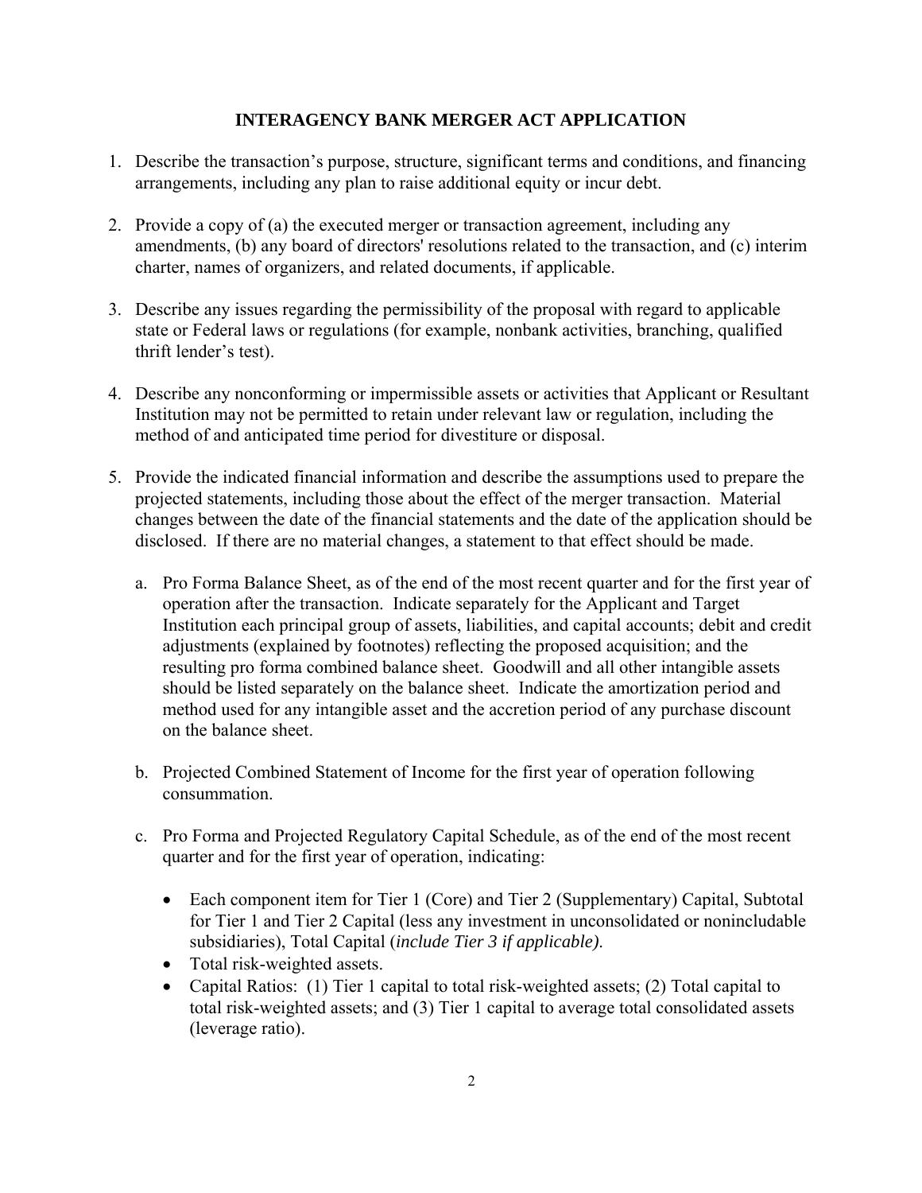## INTERAGENCY BANK MERGER ACT APPLICATION

1. Describe the transaction's purpose, structure, significant terms and conditions, and financing arrangements, including any plan to raise additional equity or incur debt.

2. Provide a copy of (a) the executed merger or transaction agreement, including any amendments, (b) any board of directors' resolutions related to the transaction, and (c) interim charter, names of organizers, and related documents, if applicable.

3. Describe any issues regarding the permissibility of the proposal with regard to applicable state or Federal laws or regulations (for example, nonbank activities, branching, qualified thrift lender's test).

4. Describe any nonconforming or impermissible assets or activities that Applicant or Resultant Institution may not be permitted to retain under relevant law or regulation, including the method of and anticipated time period for divestiture or disposal.

5. Provide the indicated financial information and describe the assumptions used to prepare the projected statements, including those about the effect of the merger transaction. Material changes between the date of the financial statements and the date of the application should be disclosed. If there are no material changes, a statement to that effect should be made.

   a. Pro Forma Balance Sheet, as of the end of the most recent quarter and for the first year of operation after the transaction. Indicate separately for the Applicant and Target Institution each principal group of assets, liabilities, and capital accounts; debit and credit adjustments (explained by footnotes) reflecting the proposed acquisition; and the resulting pro forma combined balance sheet. Goodwill and all other intangible assets should be listed separately on the balance sheet. Indicate the amortization period and method used for any intangible asset and the accretion period of any purchase discount on the balance sheet.

   b. Projected Combined Statement of Income for the first year of operation following consummation.

   c. Pro Forma and Projected Regulatory Capital Schedule, as of the end of the most recent quarter and for the first year of operation, indicating:

      - Each component item for Tier 1 (Core) and Tier 2 (Supplementary) Capital, Subtotal for Tier 1 and Tier 2 Capital (less any investment in unconsolidated or nonincludable subsidiaries), Total Capital (*include Tier 3 if applicable).*
      - Total risk-weighted assets.
      - Capital Ratios: (1) Tier 1 capital to total risk-weighted assets; (2) Total capital to total risk-weighted assets; and (3) Tier 1 capital to average total consolidated assets (leverage ratio).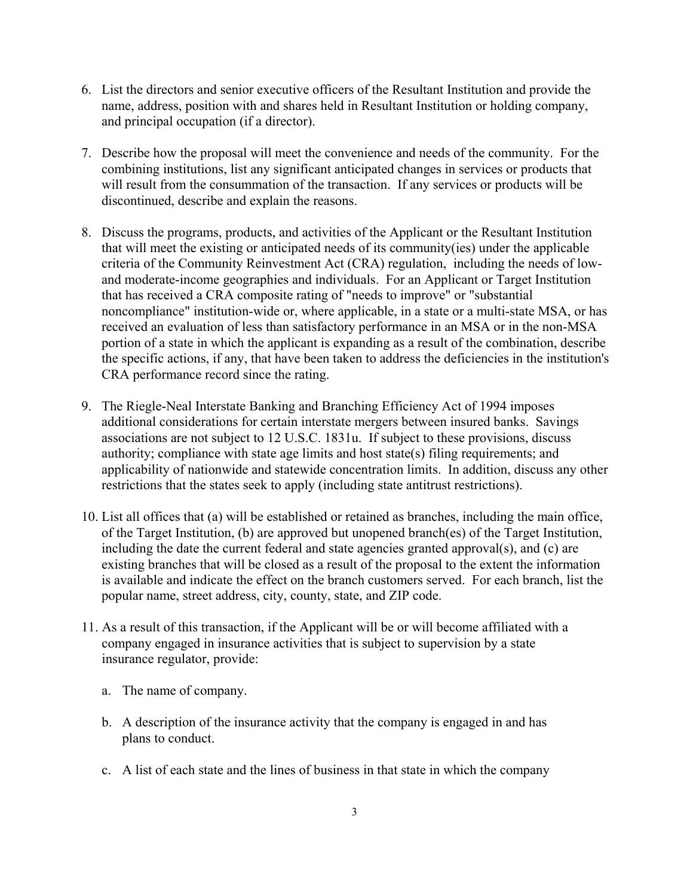6. List the directors and senior executive officers of the Resultant Institution and provide the name, address, position with and shares held in Resultant Institution or holding company, and principal occupation (if a director).

7. Describe how the proposal will meet the convenience and needs of the community. For the combining institutions, list any significant anticipated changes in services or products that will result from the consummation of the transaction. If any services or products will be discontinued, describe and explain the reasons.

8. Discuss the programs, products, and activities of the Applicant or the Resultant Institution that will meet the existing or anticipated needs of its community(ies) under the applicable criteria of the Community Reinvestment Act (CRA) regulation, including the needs of low- and moderate-income geographies and individuals. For an Applicant or Target Institution that has received a CRA composite rating of "needs to improve" or "substantial noncompliance" institution-wide or, where applicable, in a state or a multi-state MSA, or has received an evaluation of less than satisfactory performance in an MSA or in the non-MSA portion of a state in which the applicant is expanding as a result of the combination, describe the specific actions, if any, that have been taken to address the deficiencies in the institution's CRA performance record since the rating.

9. The Riegle-Neal Interstate Banking and Branching Efficiency Act of 1994 imposes additional considerations for certain interstate mergers between insured banks. Savings associations are not subject to 12 U.S.C. 1831u. If subject to these provisions, discuss authority; compliance with state age limits and host state(s) filing requirements; and applicability of nationwide and statewide concentration limits. In addition, discuss any other restrictions that the states seek to apply (including state antitrust restrictions).

10. List all offices that (a) will be established or retained as branches, including the main office, of the Target Institution, (b) are approved but unopened branch(es) of the Target Institution, including the date the current federal and state agencies granted approval(s), and (c) are existing branches that will be closed as a result of the proposal to the extent the information is available and indicate the effect on the branch customers served. For each branch, list the popular name, street address, city, county, state, and ZIP code.

11. As a result of this transaction, if the Applicant will be or will become affiliated with a company engaged in insurance activities that is subject to supervision by a state insurance regulator, provide:

    a. The name of company.

    b. A description of the insurance activity that the company is engaged in and has plans to conduct.

    c. A list of each state and the lines of business in that state in which the company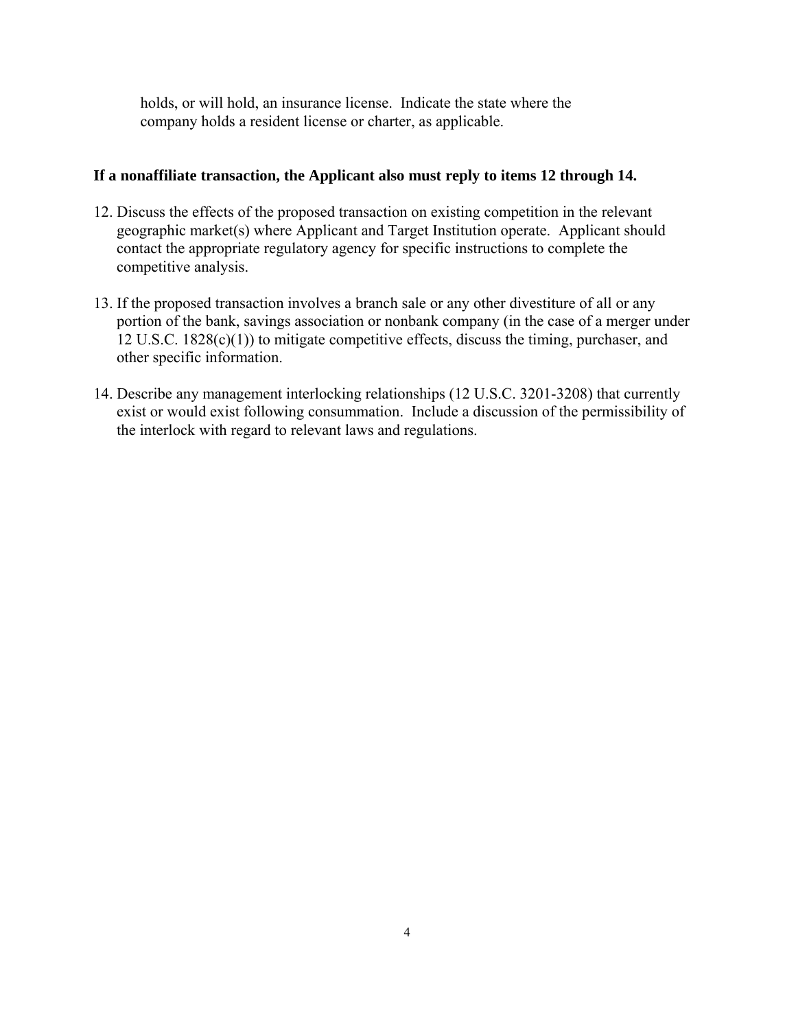holds, or will hold, an insurance license. Indicate the state where the company holds a resident license or charter, as applicable.

**If a nonaffiliate transaction, the Applicant also must reply to items 12 through 14.**

12. Discuss the effects of the proposed transaction on existing competition in the relevant geographic market(s) where Applicant and Target Institution operate. Applicant should contact the appropriate regulatory agency for specific instructions to complete the competitive analysis.

13. If the proposed transaction involves a branch sale or any other divestiture of all or any portion of the bank, savings association or nonbank company (in the case of a merger under 12 U.S.C. 1828(c)(1)) to mitigate competitive effects, discuss the timing, purchaser, and other specific information.

14. Describe any management interlocking relationships (12 U.S.C. 3201-3208) that currently exist or would exist following consummation. Include a discussion of the permissibility of the interlock with regard to relevant laws and regulations.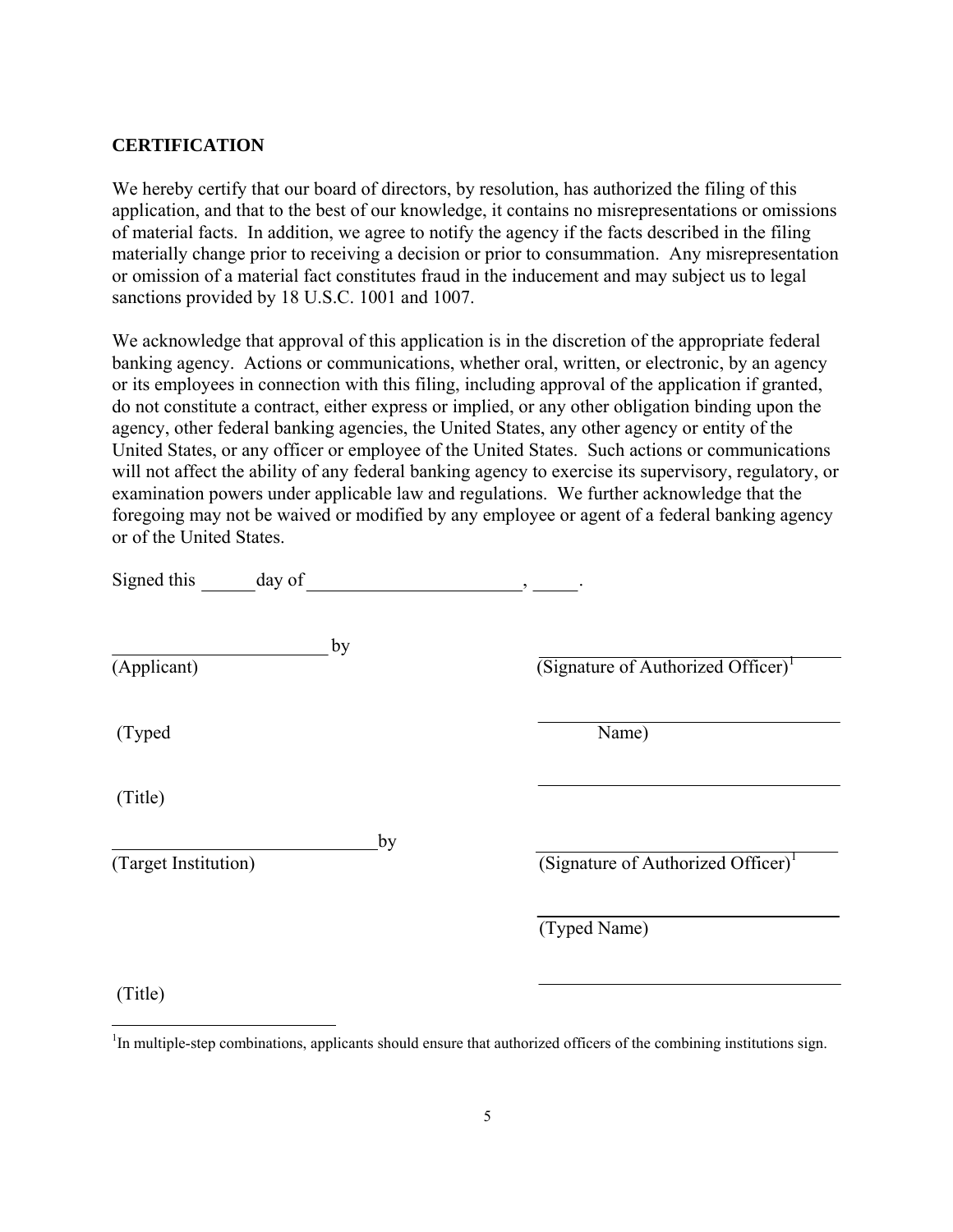## CERTIFICATION

We hereby certify that our board of directors, by resolution, has authorized the filing of this application, and that to the best of our knowledge, it contains no misrepresentations or omissions of material facts. In addition, we agree to notify the agency if the facts described in the filing materially change prior to receiving a decision or prior to consummation. Any misrepresentation or omission of a material fact constitutes fraud in the inducement and may subject us to legal sanctions provided by 18 U.S.C. 1001 and 1007.

We acknowledge that approval of this application is in the discretion of the appropriate federal banking agency. Actions or communications, whether oral, written, or electronic, by an agency or its employees in connection with this filing, including approval of the application if granted, do not constitute a contract, either express or implied, or any other obligation binding upon the agency, other federal banking agencies, the United States, any other agency or entity of the United States, or any officer or employee of the United States. Such actions or communications will not affect the ability of any federal banking agency to exercise its supervisory, regulatory, or examination powers under applicable law and regulations. We further acknowledge that the foregoing may not be waived or modified by any employee or agent of a federal banking agency or of the United States.

Signed this ______day of _______________________, _____.

________________________ by
(Applicant)

__________________________________
(Signature of Authorized Officer)[1]

__________________________________
(Typed Name)

__________________________________
(Title)

_____________________________by
(Target Institution)

__________________________________
(Signature of Authorized Officer)[1]

__________________________________
(Typed Name)

__________________________________
(Title)

[1]In multiple-step combinations, applicants should ensure that authorized officers of the combining institutions sign.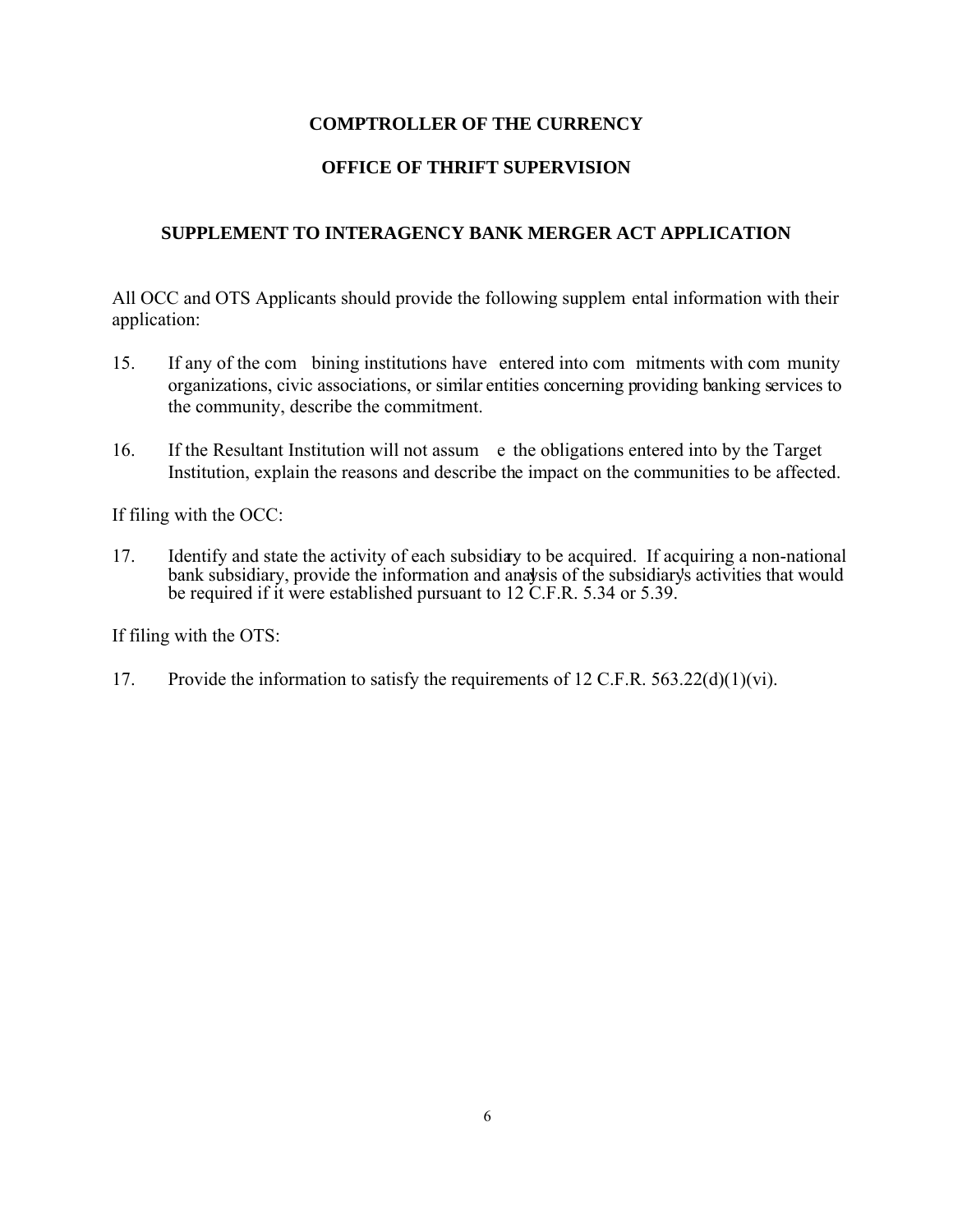**COMPTROLLER OF THE CURRENCY**

**OFFICE OF THRIFT SUPERVISION**

**SUPPLEMENT TO INTERAGENCY BANK MERGER ACT APPLICATION**

All OCC and OTS Applicants should provide the following supplemental information with their application:

15. If any of the combining institutions have entered into commitments with community organizations, civic associations, or similar entities concerning providing banking services to the community, describe the commitment.

16. If the Resultant Institution will not assume the obligations entered into by the Target Institution, explain the reasons and describe the impact on the communities to be affected.

If filing with the OCC:

17. Identify and state the activity of each subsidiary to be acquired. If acquiring a non-national bank subsidiary, provide the information and analysis of the subsidiary's activities that would be required if it were established pursuant to 12 C.F.R. 5.34 or 5.39.

If filing with the OTS:

17. Provide the information to satisfy the requirements of 12 C.F.R. 563.22(d)(1)(vi).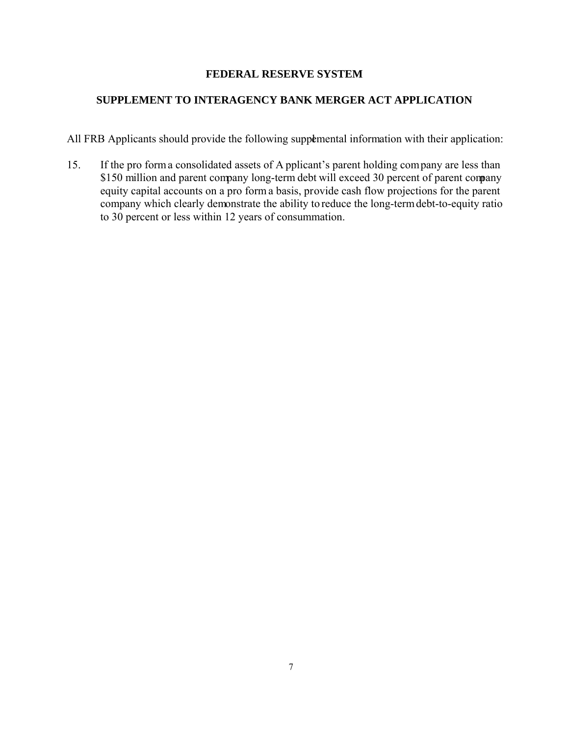**FEDERAL RESERVE SYSTEM**

**SUPPLEMENT TO INTERAGENCY BANK MERGER ACT APPLICATION**

All FRB Applicants should provide the following supplemental information with their application:

15. If the pro forma consolidated assets of Applicant's parent holding company are less than $150 million and parent company long-term debt will exceed 30 percent of parent company equity capital accounts on a pro forma basis, provide cash flow projections for the parent company which clearly demonstrate the ability to reduce the long-term debt-to-equity ratio to 30 percent or less within 12 years of consummation.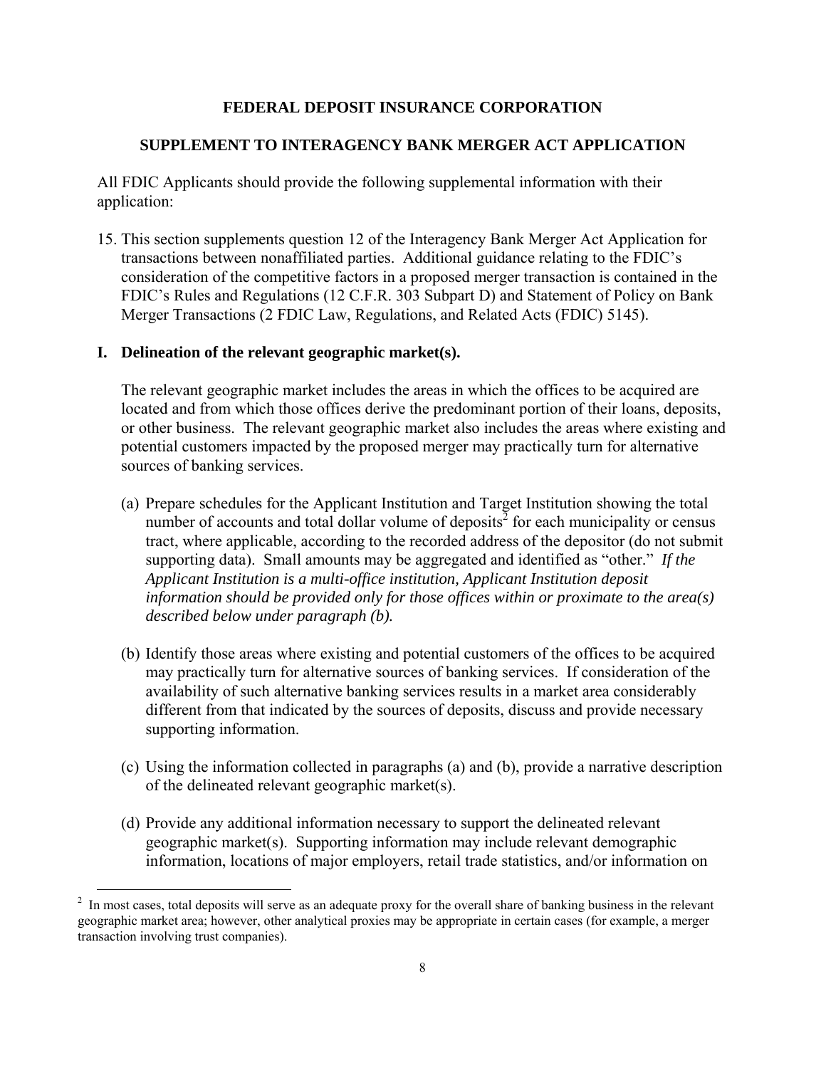**FEDERAL DEPOSIT INSURANCE CORPORATION**

**SUPPLEMENT TO INTERAGENCY BANK MERGER ACT APPLICATION**

All FDIC Applicants should provide the following supplemental information with their application:

15. This section supplements question 12 of the Interagency Bank Merger Act Application for transactions between nonaffiliated parties. Additional guidance relating to the FDIC's consideration of the competitive factors in a proposed merger transaction is contained in the FDIC's Rules and Regulations (12 C.F.R. 303 Subpart D) and Statement of Policy on Bank Merger Transactions (2 FDIC Law, Regulations, and Related Acts (FDIC) 5145).

**I. Delineation of the relevant geographic market(s).**

The relevant geographic market includes the areas in which the offices to be acquired are located and from which those offices derive the predominant portion of their loans, deposits, or other business. The relevant geographic market also includes the areas where existing and potential customers impacted by the proposed merger may practically turn for alternative sources of banking services.

(a) Prepare schedules for the Applicant Institution and Target Institution showing the total number of accounts and total dollar volume of deposits[2] for each municipality or census tract, where applicable, according to the recorded address of the depositor (do not submit supporting data). Small amounts may be aggregated and identified as "other." *If the Applicant Institution is a multi-office institution, Applicant Institution deposit information should be provided only for those offices within or proximate to the area(s) described below under paragraph (b).*

(b) Identify those areas where existing and potential customers of the offices to be acquired may practically turn for alternative sources of banking services. If consideration of the availability of such alternative banking services results in a market area considerably different from that indicated by the sources of deposits, discuss and provide necessary supporting information.

(c) Using the information collected in paragraphs (a) and (b), provide a narrative description of the delineated relevant geographic market(s).

(d) Provide any additional information necessary to support the delineated relevant geographic market(s). Supporting information may include relevant demographic information, locations of major employers, retail trade statistics, and/or information on

[2] In most cases, total deposits will serve as an adequate proxy for the overall share of banking business in the relevant geographic market area; however, other analytical proxies may be appropriate in certain cases (for example, a merger transaction involving trust companies).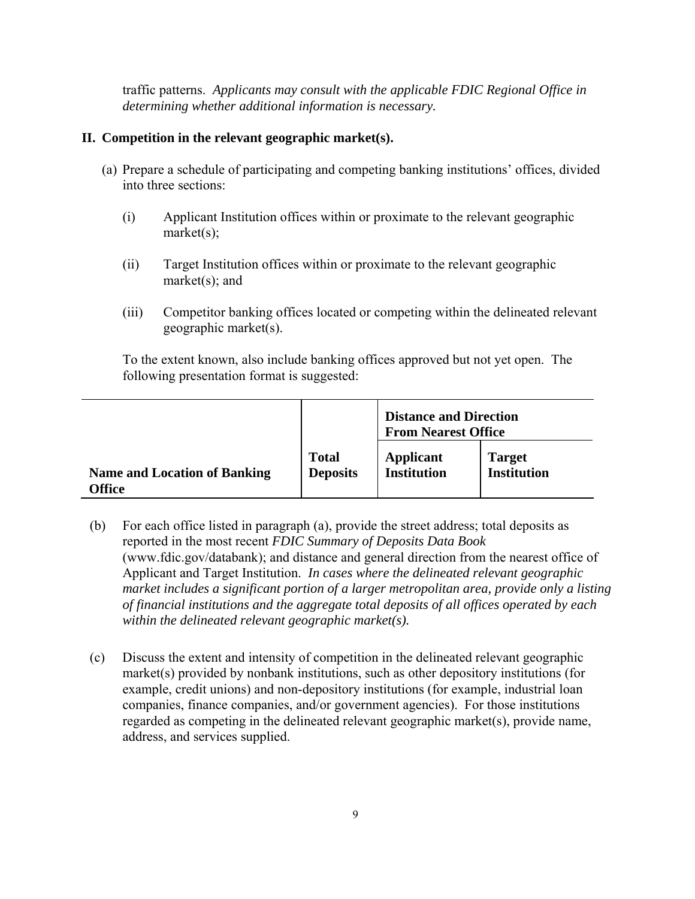traffic patterns. *Applicants may consult with the applicable FDIC Regional Office in determining whether additional information is necessary.*

## II. Competition in the relevant geographic market(s).

(a) Prepare a schedule of participating and competing banking institutions' offices, divided into three sections:

(i) Applicant Institution offices within or proximate to the relevant geographic market(s);

(ii) Target Institution offices within or proximate to the relevant geographic market(s); and

(iii) Competitor banking offices located or competing within the delineated relevant geographic market(s).

To the extent known, also include banking offices approved but not yet open. The following presentation format is suggested:

| | | **Distance and Direction From Nearest Office** | |
|---|---|---|---|
| **Name and Location of Banking Office** | **Total Deposits** | **Applicant Institution** | **Target Institution** |

(b) For each office listed in paragraph (a), provide the street address; total deposits as reported in the most recent *FDIC Summary of Deposits Data Book* (www.fdic.gov/databank); and distance and general direction from the nearest office of Applicant and Target Institution. *In cases where the delineated relevant geographic market includes a significant portion of a larger metropolitan area, provide only a listing of financial institutions and the aggregate total deposits of all offices operated by each within the delineated relevant geographic market(s).*

(c) Discuss the extent and intensity of competition in the delineated relevant geographic market(s) provided by nonbank institutions, such as other depository institutions (for example, credit unions) and non-depository institutions (for example, industrial loan companies, finance companies, and/or government agencies). For those institutions regarded as competing in the delineated relevant geographic market(s), provide name, address, and services supplied.